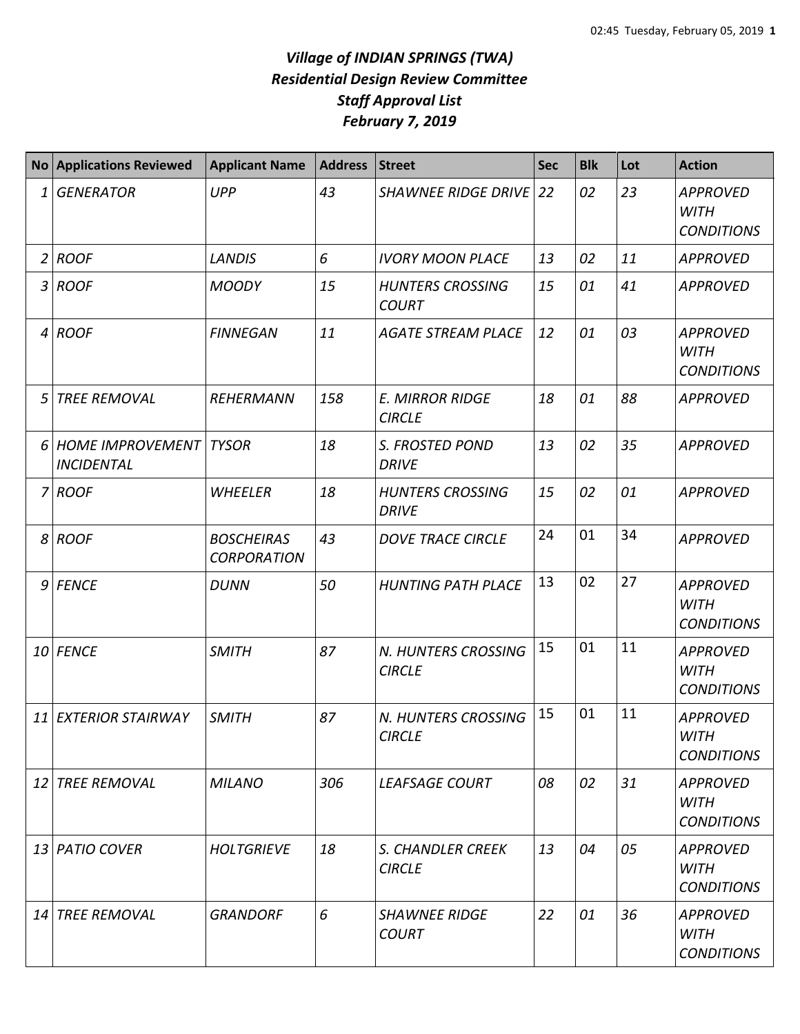# *Village of INDIAN SPRINGS (TWA)*
## *Residential Design Review Committee*
## *Staff Approval List*
## *February 7, 2019*

| No | Applications Reviewed | Applicant Name | Address | Street | Sec | Blk | Lot | Action |
|---|---|---|---|---|---|---|---|---|
| 1 | *GENERATOR* | *UPP* | *43* | *SHAWNEE RIDGE DRIVE* | *22* | *02* | *23* | *APPROVED WITH CONDITIONS* |
| 2 | *ROOF* | *LANDIS* | *6* | *IVORY MOON PLACE* | *13* | *02* | *11* | *APPROVED* |
| 3 | *ROOF* | *MOODY* | *15* | *HUNTERS CROSSING COURT* | *15* | *01* | *41* | *APPROVED* |
| 4 | *ROOF* | *FINNEGAN* | *11* | *AGATE STREAM PLACE* | *12* | *01* | *03* | *APPROVED WITH CONDITIONS* |
| 5 | *TREE REMOVAL* | *REHERMANN* | *158* | *E. MIRROR RIDGE CIRCLE* | *18* | *01* | *88* | *APPROVED* |
| 6 | *HOME IMPROVEMENT INCIDENTAL* | *TYSOR* | *18* | *S. FROSTED POND DRIVE* | *13* | *02* | *35* | *APPROVED* |
| 7 | *ROOF* | *WHEELER* | *18* | *HUNTERS CROSSING DRIVE* | *15* | *02* | *01* | *APPROVED* |
| 8 | *ROOF* | *BOSCHEIRAS CORPORATION* | *43* | *DOVE TRACE CIRCLE* | 24 | 01 | 34 | *APPROVED* |
| 9 | *FENCE* | *DUNN* | *50* | *HUNTING PATH PLACE* | 13 | 02 | 27 | *APPROVED WITH CONDITIONS* |
| 10 | *FENCE* | *SMITH* | *87* | *N. HUNTERS CROSSING CIRCLE* | 15 | 01 | 11 | *APPROVED WITH CONDITIONS* |
| 11 | *EXTERIOR STAIRWAY* | *SMITH* | *87* | *N. HUNTERS CROSSING CIRCLE* | 15 | 01 | 11 | *APPROVED WITH CONDITIONS* |
| 12 | *TREE REMOVAL* | *MILANO* | *306* | *LEAFSAGE COURT* | *08* | *02* | *31* | *APPROVED WITH CONDITIONS* |
| 13 | *PATIO COVER* | *HOLTGRIEVE* | *18* | *S. CHANDLER CREEK CIRCLE* | *13* | *04* | *05* | *APPROVED WITH CONDITIONS* |
| 14 | *TREE REMOVAL* | *GRANDORF* | *6* | *SHAWNEE RIDGE COURT* | *22* | *01* | *36* | *APPROVED WITH CONDITIONS* |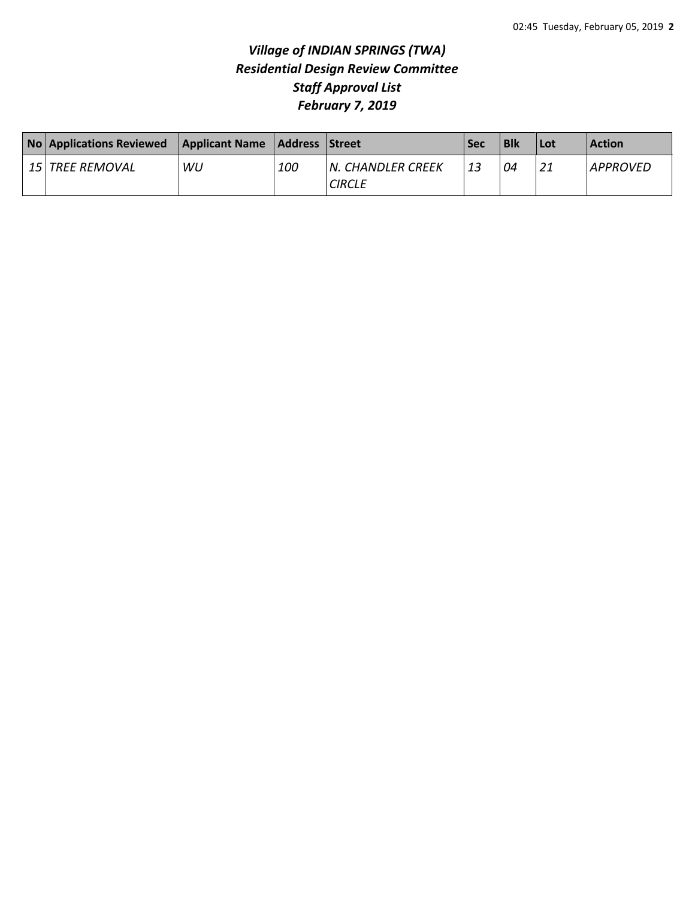# *Village of INDIAN SPRINGS (TWA)*
## *Residential Design Review Committee*
## *Staff Approval List*
## *February 7, 2019*

| No | Applications Reviewed | Applicant Name | Address | Street | Sec | Blk | Lot | Action |
|---|---|---|---|---|---|---|---|---|
| *15* | *TREE REMOVAL* | *WU* | *100* | *N. CHANDLER CREEK CIRCLE* | *13* | *04* | *21* | *APPROVED* |